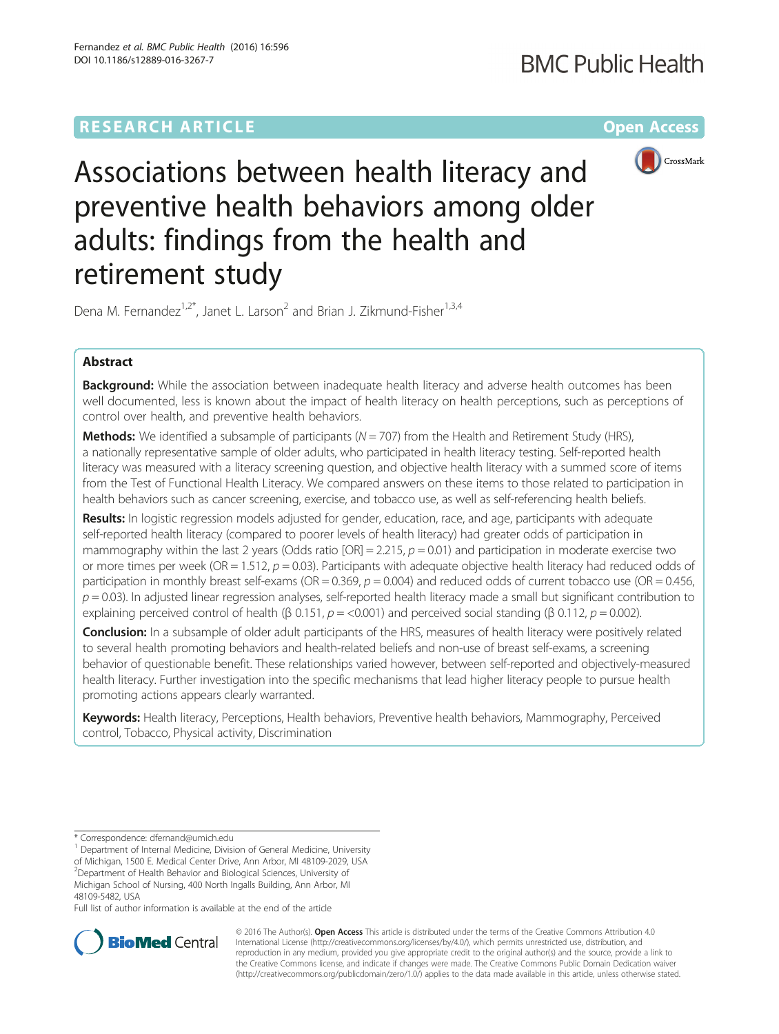RESEARCH ARTICLE

Open Access

# Associations between health literacy and preventive health behaviors among older adults: findings from the health and retirement study

Dena M. Fernandez[1,2*], Janet L. Larson[2] and Brian J. Zikmund-Fisher[1,3,4]

## Abstract

**Background:** While the association between inadequate health literacy and adverse health outcomes has been well documented, less is known about the impact of health literacy on health perceptions, such as perceptions of control over health, and preventive health behaviors.

**Methods:** We identified a subsample of participants ($N = 707$) from the Health and Retirement Study (HRS), a nationally representative sample of older adults, who participated in health literacy testing. Self-reported health literacy was measured with a literacy screening question, and objective health literacy with a summed score of items from the Test of Functional Health Literacy. We compared answers on these items to those related to participation in health behaviors such as cancer screening, exercise, and tobacco use, as well as self-referencing health beliefs.

**Results:** In logistic regression models adjusted for gender, education, race, and age, participants with adequate self-reported health literacy (compared to poorer levels of health literacy) had greater odds of participation in mammography within the last 2 years (Odds ratio [OR] = 2.215, $p = 0.01$) and participation in moderate exercise two or more times per week (OR = 1.512, $p = 0.03$). Participants with adequate objective health literacy had reduced odds of participation in monthly breast self-exams (OR = 0.369, $p = 0.004$) and reduced odds of current tobacco use (OR = 0.456, $p = 0.03$). In adjusted linear regression analyses, self-reported health literacy made a small but significant contribution to explaining perceived control of health (β 0.151, $p = <0.001$) and perceived social standing (β 0.112, $p = 0.002$).

**Conclusion:** In a subsample of older adult participants of the HRS, measures of health literacy were positively related to several health promoting behaviors and health-related beliefs and non-use of breast self-exams, a screening behavior of questionable benefit. These relationships varied however, between self-reported and objectively-measured health literacy. Further investigation into the specific mechanisms that lead higher literacy people to pursue health promoting actions appears clearly warranted.

**Keywords:** Health literacy, Perceptions, Health behaviors, Preventive health behaviors, Mammography, Perceived control, Tobacco, Physical activity, Discrimination

\* Correspondence: dfernand@umich.edu

[1] Department of Internal Medicine, Division of General Medicine, University of Michigan, 1500 E. Medical Center Drive, Ann Arbor, MI 48109-2029, USA

[2] Department of Health Behavior and Biological Sciences, University of Michigan School of Nursing, 400 North Ingalls Building, Ann Arbor, MI 48109-5482, USA

Full list of author information is available at the end of the article

© 2016 The Author(s). **Open Access** This article is distributed under the terms of the Creative Commons Attribution 4.0 International License (http://creativecommons.org/licenses/by/4.0/), which permits unrestricted use, distribution, and reproduction in any medium, provided you give appropriate credit to the original author(s) and the source, provide a link to the Creative Commons license, and indicate if changes were made. The Creative Commons Public Domain Dedication waiver (http://creativecommons.org/publicdomain/zero/1.0/) applies to the data made available in this article, unless otherwise stated.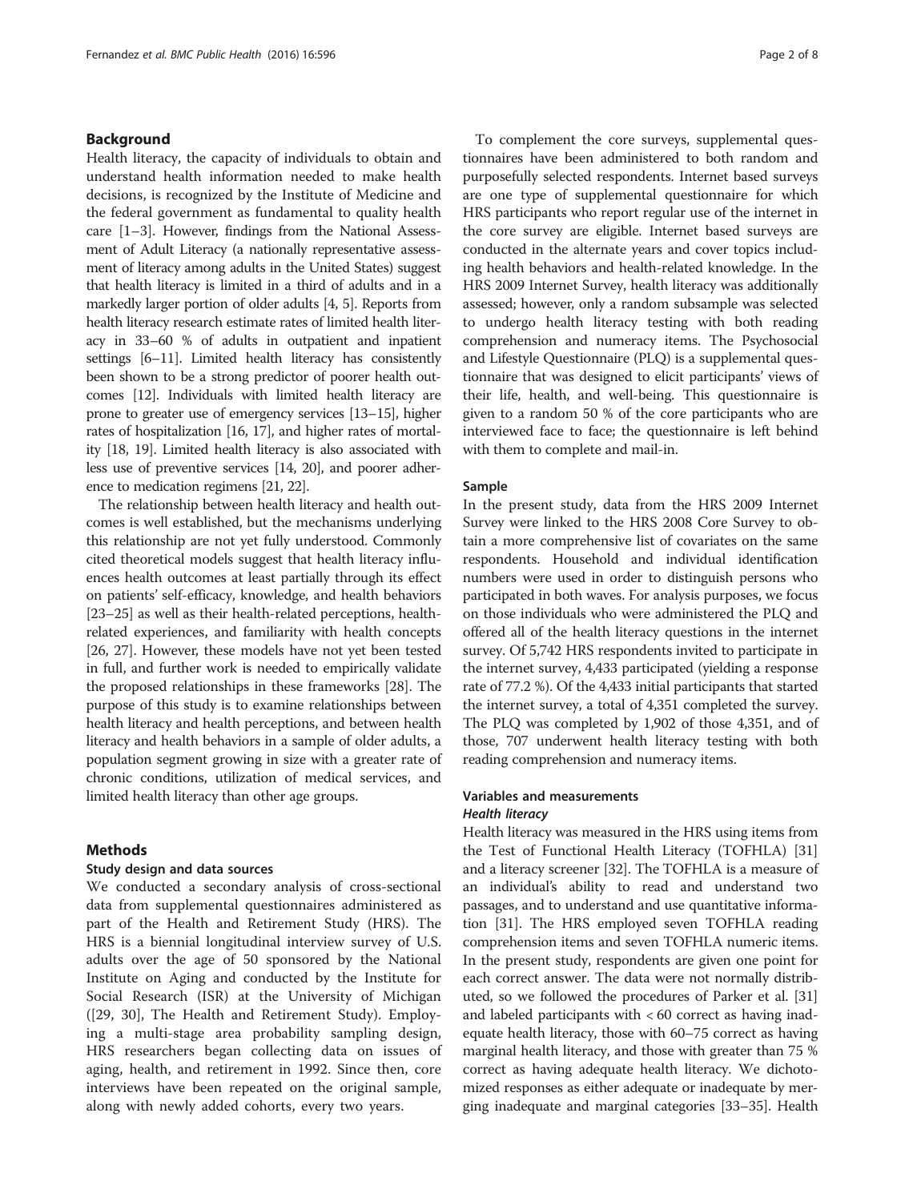## Background

Health literacy, the capacity of individuals to obtain and understand health information needed to make health decisions, is recognized by the Institute of Medicine and the federal government as fundamental to quality health care [1–3]. However, findings from the National Assessment of Adult Literacy (a nationally representative assessment of literacy among adults in the United States) suggest that health literacy is limited in a third of adults and in a markedly larger portion of older adults [4, 5]. Reports from health literacy research estimate rates of limited health literacy in 33–60 % of adults in outpatient and inpatient settings [6–11]. Limited health literacy has consistently been shown to be a strong predictor of poorer health outcomes [12]. Individuals with limited health literacy are prone to greater use of emergency services [13–15], higher rates of hospitalization [16, 17], and higher rates of mortality [18, 19]. Limited health literacy is also associated with less use of preventive services [14, 20], and poorer adherence to medication regimens [21, 22].

The relationship between health literacy and health outcomes is well established, but the mechanisms underlying this relationship are not yet fully understood. Commonly cited theoretical models suggest that health literacy influences health outcomes at least partially through its effect on patients' self-efficacy, knowledge, and health behaviors [23–25] as well as their health-related perceptions, health-related experiences, and familiarity with health concepts [26, 27]. However, these models have not yet been tested in full, and further work is needed to empirically validate the proposed relationships in these frameworks [28]. The purpose of this study is to examine relationships between health literacy and health perceptions, and between health literacy and health behaviors in a sample of older adults, a population segment growing in size with a greater rate of chronic conditions, utilization of medical services, and limited health literacy than other age groups.

## Methods

### Study design and data sources

We conducted a secondary analysis of cross-sectional data from supplemental questionnaires administered as part of the Health and Retirement Study (HRS). The HRS is a biennial longitudinal interview survey of U.S. adults over the age of 50 sponsored by the National Institute on Aging and conducted by the Institute for Social Research (ISR) at the University of Michigan ([29, 30], The Health and Retirement Study). Employing a multi-stage area probability sampling design, HRS researchers began collecting data on issues of aging, health, and retirement in 1992. Since then, core interviews have been repeated on the original sample, along with newly added cohorts, every two years.

To complement the core surveys, supplemental questionnaires have been administered to both random and purposefully selected respondents. Internet based surveys are one type of supplemental questionnaire for which HRS participants who report regular use of the internet in the core survey are eligible. Internet based surveys are conducted in the alternate years and cover topics including health behaviors and health-related knowledge. In the HRS 2009 Internet Survey, health literacy was additionally assessed; however, only a random subsample was selected to undergo health literacy testing with both reading comprehension and numeracy items. The Psychosocial and Lifestyle Questionnaire (PLQ) is a supplemental questionnaire that was designed to elicit participants' views of their life, health, and well-being. This questionnaire is given to a random 50 % of the core participants who are interviewed face to face; the questionnaire is left behind with them to complete and mail-in.

### Sample

In the present study, data from the HRS 2009 Internet Survey were linked to the HRS 2008 Core Survey to obtain a more comprehensive list of covariates on the same respondents. Household and individual identification numbers were used in order to distinguish persons who participated in both waves. For analysis purposes, we focus on those individuals who were administered the PLQ and offered all of the health literacy questions in the internet survey. Of 5,742 HRS respondents invited to participate in the internet survey, 4,433 participated (yielding a response rate of 77.2 %). Of the 4,433 initial participants that started the internet survey, a total of 4,351 completed the survey. The PLQ was completed by 1,902 of those 4,351, and of those, 707 underwent health literacy testing with both reading comprehension and numeracy items.

### Variables and measurements

#### *Health literacy*

Health literacy was measured in the HRS using items from the Test of Functional Health Literacy (TOFHLA) [31] and a literacy screener [32]. The TOFHLA is a measure of an individual's ability to read and understand two passages, and to understand and use quantitative information [31]. The HRS employed seven TOFHLA reading comprehension items and seven TOFHLA numeric items. In the present study, respondents are given one point for each correct answer. The data were not normally distributed, so we followed the procedures of Parker et al. [31] and labeled participants with < 60 correct as having inadequate health literacy, those with 60–75 correct as having marginal health literacy, and those with greater than 75 % correct as having adequate health literacy. We dichotomized responses as either adequate or inadequate by merging inadequate and marginal categories [33–35]. Health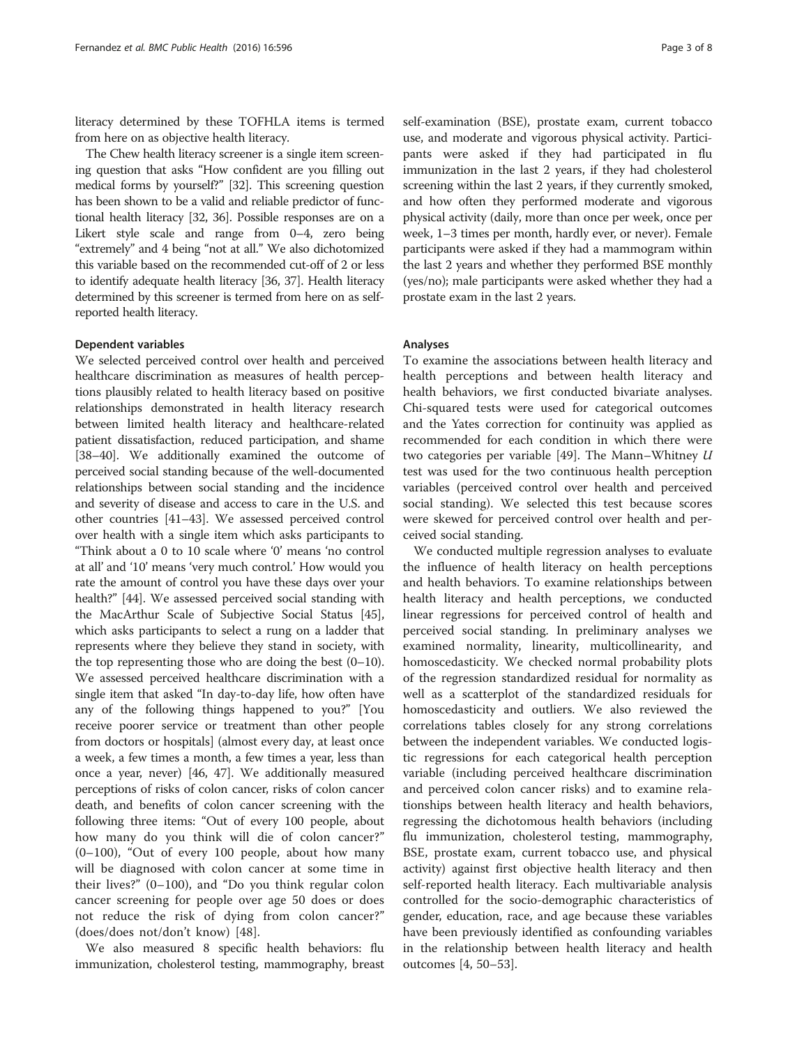literacy determined by these TOFHLA items is termed from here on as objective health literacy.

The Chew health literacy screener is a single item screening question that asks "How confident are you filling out medical forms by yourself?" [32]. This screening question has been shown to be a valid and reliable predictor of functional health literacy [32, 36]. Possible responses are on a Likert style scale and range from 0–4, zero being "extremely" and 4 being "not at all." We also dichotomized this variable based on the recommended cut-off of 2 or less to identify adequate health literacy [36, 37]. Health literacy determined by this screener is termed from here on as self-reported health literacy.

### Dependent variables

We selected perceived control over health and perceived healthcare discrimination as measures of health perceptions plausibly related to health literacy based on positive relationships demonstrated in health literacy research between limited health literacy and healthcare-related patient dissatisfaction, reduced participation, and shame [38–40]. We additionally examined the outcome of perceived social standing because of the well-documented relationships between social standing and the incidence and severity of disease and access to care in the U.S. and other countries [41–43]. We assessed perceived control over health with a single item which asks participants to "Think about a 0 to 10 scale where '0' means 'no control at all' and '10' means 'very much control.' How would you rate the amount of control you have these days over your health?" [44]. We assessed perceived social standing with the MacArthur Scale of Subjective Social Status [45], which asks participants to select a rung on a ladder that represents where they believe they stand in society, with the top representing those who are doing the best (0–10). We assessed perceived healthcare discrimination with a single item that asked "In day-to-day life, how often have any of the following things happened to you?" [You receive poorer service or treatment than other people from doctors or hospitals] (almost every day, at least once a week, a few times a month, a few times a year, less than once a year, never) [46, 47]. We additionally measured perceptions of risks of colon cancer, risks of colon cancer death, and benefits of colon cancer screening with the following three items: "Out of every 100 people, about how many do you think will die of colon cancer?" (0–100), "Out of every 100 people, about how many will be diagnosed with colon cancer at some time in their lives?" (0–100), and "Do you think regular colon cancer screening for people over age 50 does or does not reduce the risk of dying from colon cancer?" (does/does not/don't know) [48].

We also measured 8 specific health behaviors: flu immunization, cholesterol testing, mammography, breast self-examination (BSE), prostate exam, current tobacco use, and moderate and vigorous physical activity. Participants were asked if they had participated in flu immunization in the last 2 years, if they had cholesterol screening within the last 2 years, if they currently smoked, and how often they performed moderate and vigorous physical activity (daily, more than once per week, once per week, 1–3 times per month, hardly ever, or never). Female participants were asked if they had a mammogram within the last 2 years and whether they performed BSE monthly (yes/no); male participants were asked whether they had a prostate exam in the last 2 years.

### Analyses

To examine the associations between health literacy and health perceptions and between health literacy and health behaviors, we first conducted bivariate analyses. Chi-squared tests were used for categorical outcomes and the Yates correction for continuity was applied as recommended for each condition in which there were two categories per variable [49]. The Mann–Whitney *U* test was used for the two continuous health perception variables (perceived control over health and perceived social standing). We selected this test because scores were skewed for perceived control over health and perceived social standing.

We conducted multiple regression analyses to evaluate the influence of health literacy on health perceptions and health behaviors. To examine relationships between health literacy and health perceptions, we conducted linear regressions for perceived control of health and perceived social standing. In preliminary analyses we examined normality, linearity, multicollinearity, and homoscedasticity. We checked normal probability plots of the regression standardized residual for normality as well as a scatterplot of the standardized residuals for homoscedasticity and outliers. We also reviewed the correlations tables closely for any strong correlations between the independent variables. We conducted logistic regressions for each categorical health perception variable (including perceived healthcare discrimination and perceived colon cancer risks) and to examine relationships between health literacy and health behaviors, regressing the dichotomous health behaviors (including flu immunization, cholesterol testing, mammography, BSE, prostate exam, current tobacco use, and physical activity) against first objective health literacy and then self-reported health literacy. Each multivariable analysis controlled for the socio-demographic characteristics of gender, education, race, and age because these variables have been previously identified as confounding variables in the relationship between health literacy and health outcomes [4, 50–53].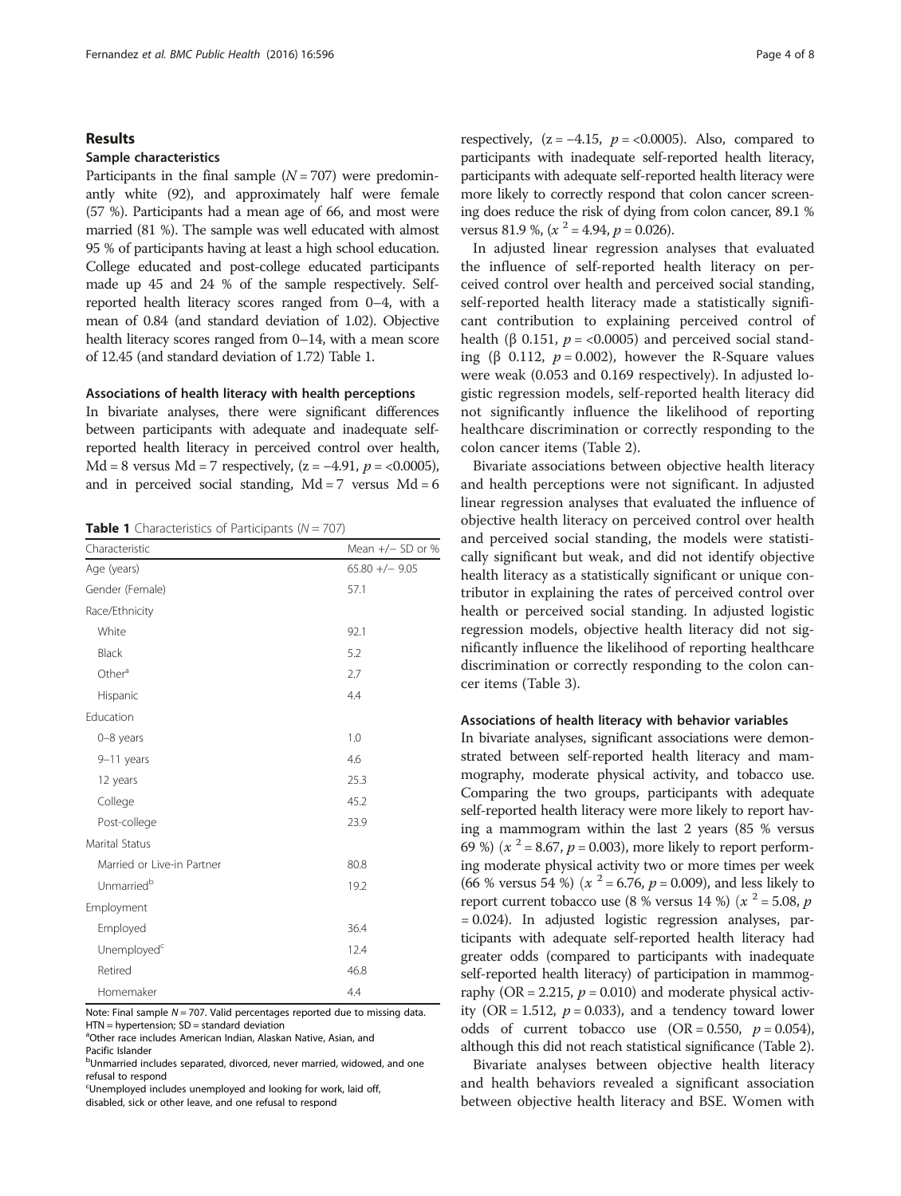## Results

### Sample characteristics

Participants in the final sample ($N = 707$) were predominantly white (92), and approximately half were female (57 %). Participants had a mean age of 66, and most were married (81 %). The sample was well educated with almost 95 % of participants having at least a high school education. College educated and post-college educated participants made up 45 and 24 % of the sample respectively. Self-reported health literacy scores ranged from 0–4, with a mean of 0.84 (and standard deviation of 1.02). Objective health literacy scores ranged from 0–14, with a mean score of 12.45 (and standard deviation of 1.72) Table 1.

### Associations of health literacy with health perceptions

In bivariate analyses, there were significant differences between participants with adequate and inadequate self-reported health literacy in perceived control over health, Md = 8 versus Md = 7 respectively, ($z = -4.91$, $p = <0.0005$), and in perceived social standing, Md = 7 versus Md = 6 respectively, ($z = -4.15$, $p = <0.0005$). Also, compared to participants with inadequate self-reported health literacy, participants with adequate self-reported health literacy were more likely to correctly respond that colon cancer screening does reduce the risk of dying from colon cancer, 89.1 % versus 81.9 %, ($x^2 = 4.94$, $p = 0.026$).

**Table 1** Characteristics of Participants ($N = 707$)

| Characteristic | Mean +/− SD or % |
|---|---|
| Age (years) | 65.80 +/− 9.05 |
| Gender (Female) | 57.1 |
| Race/Ethnicity | |
| White | 92.1 |
| Black | 5.2 |
| Other[a] | 2.7 |
| Hispanic | 4.4 |
| Education | |
| 0–8 years | 1.0 |
| 9–11 years | 4.6 |
| 12 years | 25.3 |
| College | 45.2 |
| Post-college | 23.9 |
| Marital Status | |
| Married or Live-in Partner | 80.8 |
| Unmarried[b] | 19.2 |
| Employment | |
| Employed | 36.4 |
| Unemployed[c] | 12.4 |
| Retired | 46.8 |
| Homemaker | 4.4 |

Note: Final sample $N = 707$. Valid percentages reported due to missing data. HTN = hypertension; SD = standard deviation

[a]Other race includes American Indian, Alaskan Native, Asian, and Pacific Islander

[b]Unmarried includes separated, divorced, never married, widowed, and one refusal to respond

[c]Unemployed includes unemployed and looking for work, laid off, disabled, sick or other leave, and one refusal to respond

In adjusted linear regression analyses that evaluated the influence of self-reported health literacy on perceived control over health and perceived social standing, self-reported health literacy made a statistically significant contribution to explaining perceived control of health (β 0.151, $p = <0.0005$) and perceived social standing (β 0.112, $p = 0.002$), however the R-Square values were weak (0.053 and 0.169 respectively). In adjusted logistic regression models, self-reported health literacy did not significantly influence the likelihood of reporting healthcare discrimination or correctly responding to the colon cancer items (Table 2).

Bivariate associations between objective health literacy and health perceptions were not significant. In adjusted linear regression analyses that evaluated the influence of objective health literacy on perceived control over health and perceived social standing, the models were statistically significant but weak, and did not identify objective health literacy as a statistically significant or unique contributor in explaining the rates of perceived control over health or perceived social standing. In adjusted logistic regression models, objective health literacy did not significantly influence the likelihood of reporting healthcare discrimination or correctly responding to the colon cancer items (Table 3).

### Associations of health literacy with behavior variables

In bivariate analyses, significant associations were demonstrated between self-reported health literacy and mammography, moderate physical activity, and tobacco use. Comparing the two groups, participants with adequate self-reported health literacy were more likely to report having a mammogram within the last 2 years (85 % versus 69 %) ($x^2 = 8.67$, $p = 0.003$), more likely to report performing moderate physical activity two or more times per week (66 % versus 54 %) ($x^2 = 6.76$, $p = 0.009$), and less likely to report current tobacco use (8 % versus 14 %) ($x^2 = 5.08$, $p = 0.024$). In adjusted logistic regression analyses, participants with adequate self-reported health literacy had greater odds (compared to participants with inadequate self-reported health literacy) of participation in mammography (OR = 2.215, $p = 0.010$) and moderate physical activity (OR = 1.512, $p = 0.033$), and a tendency toward lower odds of current tobacco use (OR = 0.550, $p = 0.054$), although this did not reach statistical significance (Table 2).

Bivariate analyses between objective health literacy and health behaviors revealed a significant association between objective health literacy and BSE. Women with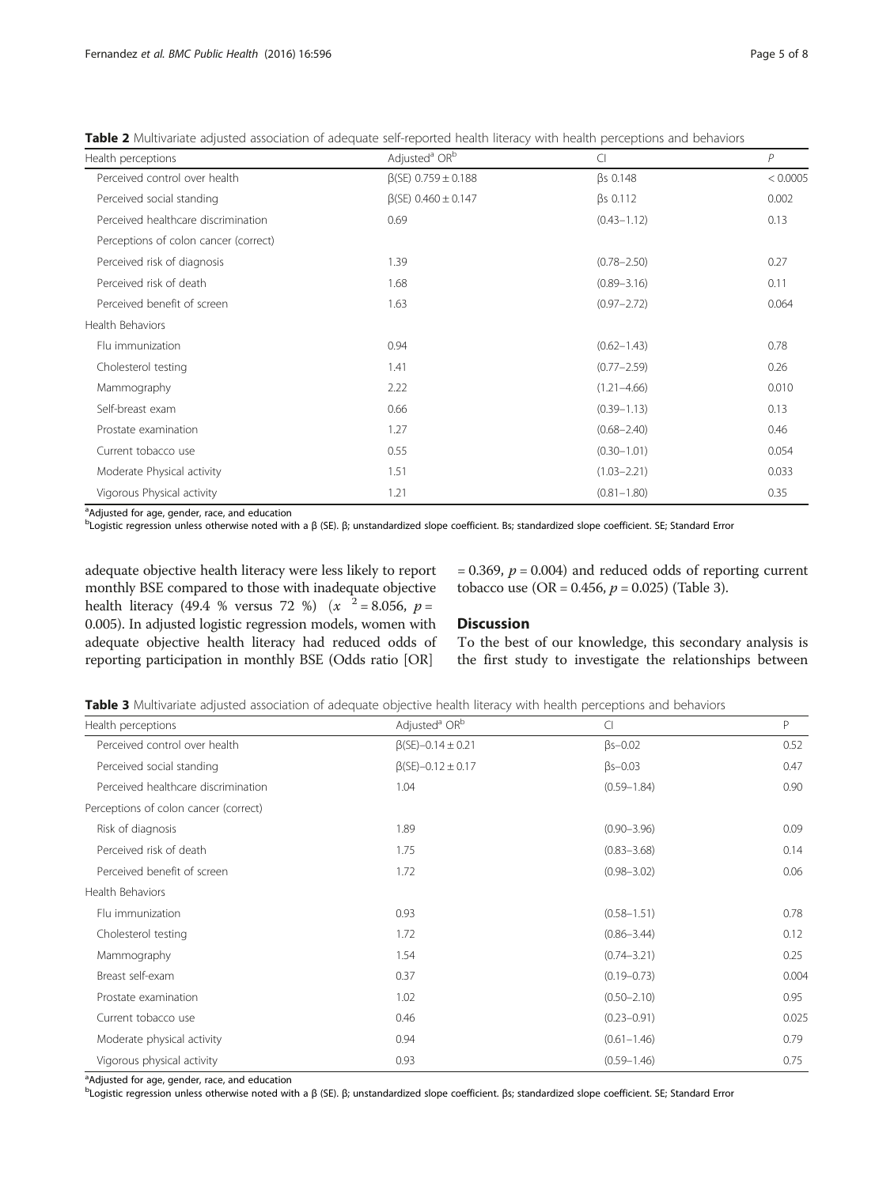**Table 2** Multivariate adjusted association of adequate self-reported health literacy with health perceptions and behaviors

| Health perceptions | Adjusted[a] OR[b] | CI | P |
|---|---|---|---|
| Perceived control over health | β(SE) 0.759 ± 0.188 | βs 0.148 | < 0.0005 |
| Perceived social standing | β(SE) 0.460 ± 0.147 | βs 0.112 | 0.002 |
| Perceived healthcare discrimination | 0.69 | (0.43–1.12) | 0.13 |
| Perceptions of colon cancer (correct) | | | |
| Perceived risk of diagnosis | 1.39 | (0.78–2.50) | 0.27 |
| Perceived risk of death | 1.68 | (0.89–3.16) | 0.11 |
| Perceived benefit of screen | 1.63 | (0.97–2.72) | 0.064 |
| Health Behaviors | | | |
| Flu immunization | 0.94 | (0.62–1.43) | 0.78 |
| Cholesterol testing | 1.41 | (0.77–2.59) | 0.26 |
| Mammography | 2.22 | (1.21–4.66) | 0.010 |
| Self-breast exam | 0.66 | (0.39–1.13) | 0.13 |
| Prostate examination | 1.27 | (0.68–2.40) | 0.46 |
| Current tobacco use | 0.55 | (0.30–1.01) | 0.054 |
| Moderate Physical activity | 1.51 | (1.03–2.21) | 0.033 |
| Vigorous Physical activity | 1.21 | (0.81–1.80) | 0.35 |

[a]Adjusted for age, gender, race, and education
[b]Logistic regression unless otherwise noted with a β (SE). β; unstandardized slope coefficient. Bs; standardized slope coefficient. SE; Standard Error

adequate objective health literacy were less likely to report monthly BSE compared to those with inadequate objective health literacy (49.4 % versus 72 %) ($x^2 = 8.056$, $p = 0.005$). In adjusted logistic regression models, women with adequate objective health literacy had reduced odds of reporting participation in monthly BSE (Odds ratio [OR] = 0.369, $p = 0.004$) and reduced odds of reporting current tobacco use (OR = 0.456, $p = 0.025$) (Table 3).

## Discussion

To the best of our knowledge, this secondary analysis is the first study to investigate the relationships between

**Table 3** Multivariate adjusted association of adequate objective health literacy with health perceptions and behaviors

| Health perceptions | Adjusted[a] OR[b] | CI | P |
|---|---|---|---|
| Perceived control over health | β(SE)−0.14 ± 0.21 | βs−0.02 | 0.52 |
| Perceived social standing | β(SE)−0.12 ± 0.17 | βs−0.03 | 0.47 |
| Perceived healthcare discrimination | 1.04 | (0.59–1.84) | 0.90 |
| Perceptions of colon cancer (correct) | | | |
| Risk of diagnosis | 1.89 | (0.90–3.96) | 0.09 |
| Perceived risk of death | 1.75 | (0.83–3.68) | 0.14 |
| Perceived benefit of screen | 1.72 | (0.98–3.02) | 0.06 |
| Health Behaviors | | | |
| Flu immunization | 0.93 | (0.58–1.51) | 0.78 |
| Cholesterol testing | 1.72 | (0.86–3.44) | 0.12 |
| Mammography | 1.54 | (0.74–3.21) | 0.25 |
| Breast self-exam | 0.37 | (0.19–0.73) | 0.004 |
| Prostate examination | 1.02 | (0.50–2.10) | 0.95 |
| Current tobacco use | 0.46 | (0.23–0.91) | 0.025 |
| Moderate physical activity | 0.94 | (0.61–1.46) | 0.79 |
| Vigorous physical activity | 0.93 | (0.59–1.46) | 0.75 |

[a]Adjusted for age, gender, race, and education
[b]Logistic regression unless otherwise noted with a β (SE). β; unstandardized slope coefficient. βs; standardized slope coefficient. SE; Standard Error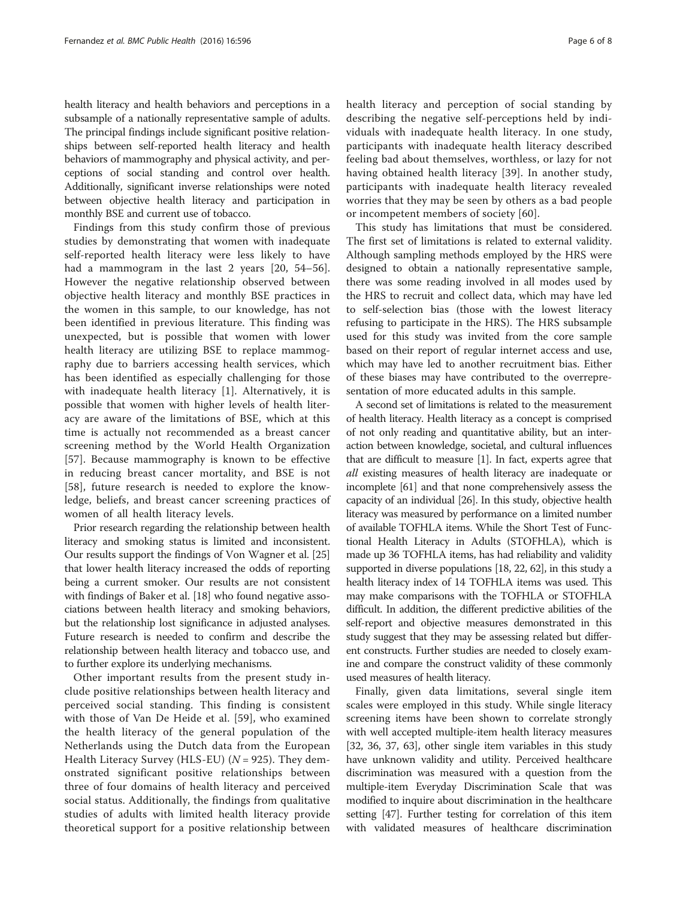health literacy and health behaviors and perceptions in a subsample of a nationally representative sample of adults. The principal findings include significant positive relationships between self-reported health literacy and health behaviors of mammography and physical activity, and perceptions of social standing and control over health. Additionally, significant inverse relationships were noted between objective health literacy and participation in monthly BSE and current use of tobacco.

Findings from this study confirm those of previous studies by demonstrating that women with inadequate self-reported health literacy were less likely to have had a mammogram in the last 2 years [20, 54–56]. However the negative relationship observed between objective health literacy and monthly BSE practices in the women in this sample, to our knowledge, has not been identified in previous literature. This finding was unexpected, but is possible that women with lower health literacy are utilizing BSE to replace mammography due to barriers accessing health services, which has been identified as especially challenging for those with inadequate health literacy [1]. Alternatively, it is possible that women with higher levels of health literacy are aware of the limitations of BSE, which at this time is actually not recommended as a breast cancer screening method by the World Health Organization [57]. Because mammography is known to be effective in reducing breast cancer mortality, and BSE is not [58], future research is needed to explore the knowledge, beliefs, and breast cancer screening practices of women of all health literacy levels.

Prior research regarding the relationship between health literacy and smoking status is limited and inconsistent. Our results support the findings of Von Wagner et al. [25] that lower health literacy increased the odds of reporting being a current smoker. Our results are not consistent with findings of Baker et al. [18] who found negative associations between health literacy and smoking behaviors, but the relationship lost significance in adjusted analyses. Future research is needed to confirm and describe the relationship between health literacy and tobacco use, and to further explore its underlying mechanisms.

Other important results from the present study include positive relationships between health literacy and perceived social standing. This finding is consistent with those of Van De Heide et al. [59], who examined the health literacy of the general population of the Netherlands using the Dutch data from the European Health Literacy Survey (HLS-EU) ($N = 925$). They demonstrated significant positive relationships between three of four domains of health literacy and perceived social status. Additionally, the findings from qualitative studies of adults with limited health literacy provide theoretical support for a positive relationship between health literacy and perception of social standing by describing the negative self-perceptions held by individuals with inadequate health literacy. In one study, participants with inadequate health literacy described feeling bad about themselves, worthless, or lazy for not having obtained health literacy [39]. In another study, participants with inadequate health literacy revealed worries that they may be seen by others as a bad people or incompetent members of society [60].

This study has limitations that must be considered. The first set of limitations is related to external validity. Although sampling methods employed by the HRS were designed to obtain a nationally representative sample, there was some reading involved in all modes used by the HRS to recruit and collect data, which may have led to self-selection bias (those with the lowest literacy refusing to participate in the HRS). The HRS subsample used for this study was invited from the core sample based on their report of regular internet access and use, which may have led to another recruitment bias. Either of these biases may have contributed to the overrepresentation of more educated adults in this sample.

A second set of limitations is related to the measurement of health literacy. Health literacy as a concept is comprised of not only reading and quantitative ability, but an interaction between knowledge, societal, and cultural influences that are difficult to measure [1]. In fact, experts agree that *all* existing measures of health literacy are inadequate or incomplete [61] and that none comprehensively assess the capacity of an individual [26]. In this study, objective health literacy was measured by performance on a limited number of available TOFHLA items. While the Short Test of Functional Health Literacy in Adults (STOFHLA), which is made up 36 TOFHLA items, has had reliability and validity supported in diverse populations [18, 22, 62], in this study a health literacy index of 14 TOFHLA items was used. This may make comparisons with the TOFHLA or STOFHLA difficult. In addition, the different predictive abilities of the self-report and objective measures demonstrated in this study suggest that they may be assessing related but different constructs. Further studies are needed to closely examine and compare the construct validity of these commonly used measures of health literacy.

Finally, given data limitations, several single item scales were employed in this study. While single literacy screening items have been shown to correlate strongly with well accepted multiple-item health literacy measures [32, 36, 37, 63], other single item variables in this study have unknown validity and utility. Perceived healthcare discrimination was measured with a question from the multiple-item Everyday Discrimination Scale that was modified to inquire about discrimination in the healthcare setting [47]. Further testing for correlation of this item with validated measures of healthcare discrimination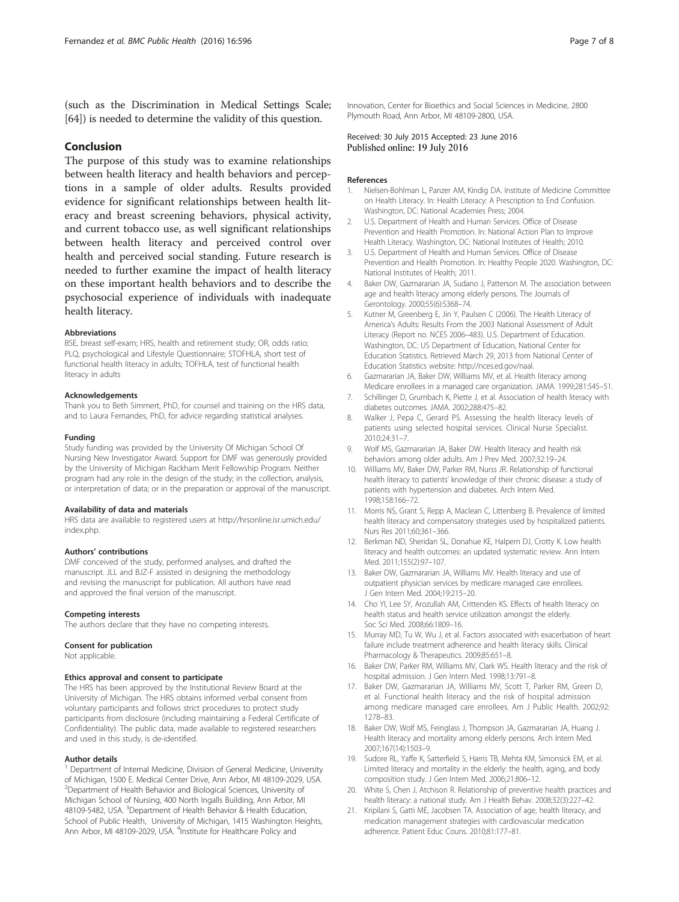(such as the Discrimination in Medical Settings Scale; [64]) is needed to determine the validity of this question.

## Conclusion

The purpose of this study was to examine relationships between health literacy and health behaviors and perceptions in a sample of older adults. Results provided evidence for significant relationships between health literacy and breast screening behaviors, physical activity, and current tobacco use, as well significant relationships between health literacy and perceived control over health and perceived social standing. Future research is needed to further examine the impact of health literacy on these important health behaviors and to describe the psychosocial experience of individuals with inadequate health literacy.

#### Abbreviations

BSE, breast self-exam; HRS, health and retirement study; OR, odds ratio; PLQ, psychological and Lifestyle Questionnaire; STOFHLA, short test of functional health literacy in adults; TOFHLA, test of functional health literacy in adults

#### Acknowledgements

Thank you to Beth Simmert, PhD, for counsel and training on the HRS data, and to Laura Fernandes, PhD, for advice regarding statistical analyses.

#### Funding

Study funding was provided by the University Of Michigan School Of Nursing New Investigator Award. Support for DMF was generously provided by the University of Michigan Rackham Merit Fellowship Program. Neither program had any role in the design of the study; in the collection, analysis, or interpretation of data; or in the preparation or approval of the manuscript.

#### Availability of data and materials

HRS data are available to registered users at http://hrsonline.isr.umich.edu/index.php.

#### Authors' contributions

DMF conceived of the study, performed analyses, and drafted the manuscript. JLL and BJZ-F assisted in designing the methodology and revising the manuscript for publication. All authors have read and approved the final version of the manuscript.

#### Competing interests

The authors declare that they have no competing interests.

#### Consent for publication

Not applicable.

#### Ethics approval and consent to participate

The HRS has been approved by the Institutional Review Board at the University of Michigan. The HRS obtains informed verbal consent from voluntary participants and follows strict procedures to protect study participants from disclosure (including maintaining a Federal Certificate of Confidentiality). The public data, made available to registered researchers and used in this study, is de-identified.

#### Author details

[1] Department of Internal Medicine, Division of General Medicine, University of Michigan, 1500 E. Medical Center Drive, Ann Arbor, MI 48109-2029, USA. [2]Department of Health Behavior and Biological Sciences, University of Michigan School of Nursing, 400 North Ingalls Building, Ann Arbor, MI 48109-5482, USA. [3]Department of Health Behavior & Health Education, School of Public Health, University of Michigan, 1415 Washington Heights, Ann Arbor, MI 48109-2029, USA. [4]Institute for Healthcare Policy and Innovation, Center for Bioethics and Social Sciences in Medicine, 2800 Plymouth Road, Ann Arbor, MI 48109-2800, USA.

Received: 30 July 2015 Accepted: 23 June 2016
Published online: 19 July 2016

#### References

1. Nielsen-Bohlman L, Panzer AM, Kindig DA. Institute of Medicine Committee on Health Literacy. In: Health Literacy: A Prescription to End Confusion. Washington, DC: National Academies Press; 2004.
2. U.S. Department of Health and Human Services. Office of Disease Prevention and Health Promotion. In: National Action Plan to Improve Health Literacy. Washington, DC: National Institutes of Health; 2010.
3. U.S. Department of Health and Human Services. Office of Disease Prevention and Health Promotion. In: Healthy People 2020. Washington, DC: National Institutes of Health; 2011.
4. Baker DW, Gazmararian JA, Sudano J, Patterson M. The association between age and health literacy among elderly persons. The Journals of Gerontology. 2000;55(6):S368–74.
5. Kutner M, Greenberg E, Jin Y, Paulsen C (2006). The Health Literacy of America's Adults: Results From the 2003 National Assessment of Adult Literacy (Report no. NCES 2006–483). U.S. Department of Education. Washington, DC: US Department of Education, National Center for Education Statistics. Retrieved March 29, 2013 from National Center of Education Statistics website: http://nces.ed.gov/naal.
6. Gazmararian JA, Baker DW, Williams MV, et al. Health literacy among Medicare enrollees in a managed care organization. JAMA. 1999;281:545–51.
7. Schillinger D, Grumbach K, Piette J, et al. Association of health literacy with diabetes outcomes. JAMA. 2002;288:475–82.
8. Walker J, Pepa C, Gerard PS. Assessing the health literacy levels of patients using selected hospital services. Clinical Nurse Specialist. 2010;24:31–7.
9. Wolf MS, Gazmararian JA, Baker DW. Health literacy and health risk behaviors among older adults. Am J Prev Med. 2007;32:19–24.
10. Williams MV, Baker DW, Parker RM, Nurss JR. Relationship of functional health literacy to patients' knowledge of their chronic disease: a study of patients with hypertension and diabetes. Arch Intern Med. 1998;158:166–72.
11. Morris NS, Grant S, Repp A, Maclean C, Littenberg B. Prevalence of limited health literacy and compensatory strategies used by hospitalized patients. Nurs Res 2011;60;361–366.
12. Berkman ND, Sheridan SL, Donahue KE, Halpern DJ, Crotty K. Low health literacy and health outcomes: an updated systematic review. Ann Intern Med. 2011;155(2):97–107.
13. Baker DW, Gazmararian JA, Williams MV. Health literacy and use of outpatient physician services by medicare managed care enrollees. J Gen Intern Med. 2004;19:215–20.
14. Cho YI, Lee SY, Arozullah AM, Crittenden KS. Effects of health literacy on health status and health service utilization amongst the elderly. Soc Sci Med. 2008;66:1809–16.
15. Murray MD, Tu W, Wu J, et al. Factors associated with exacerbation of heart failure include treatment adherence and health literacy skills. Clinical Pharmacology & Therapeutics. 2009;85:651–8.
16. Baker DW, Parker RM, Williams MV, Clark WS. Health literacy and the risk of hospital admission. J Gen Intern Med. 1998;13:791–8.
17. Baker DW, Gazmararian JA, Williams MV, Scott T, Parker RM, Green D, et al. Functional health literacy and the risk of hospital admission among medicare managed care enrollees. Am J Public Health. 2002;92: 1278–83.
18. Baker DW, Wolf MS, Feinglass J, Thompson JA, Gazmararian JA, Huang J. Health literacy and mortality among elderly persons. Arch Intern Med. 2007;167(14):1503–9.
19. Sudore RL, Yaffe K, Satterfield S, Harris TB, Mehta KM, Simonsick EM, et al. Limited literacy and mortality in the elderly: the health, aging, and body composition study. J Gen Intern Med. 2006;21:806–12.
20. White S, Chen J, Atchison R. Relationship of preventive health practices and health literacy: a national study. Am J Health Behav. 2008;32(3):227–42.
21. Kripilani S, Gatti ME, Jacobsen TA. Association of age, health literacy, and medication management strategies with cardiovascular medication adherence. Patient Educ Couns. 2010;81:177–81.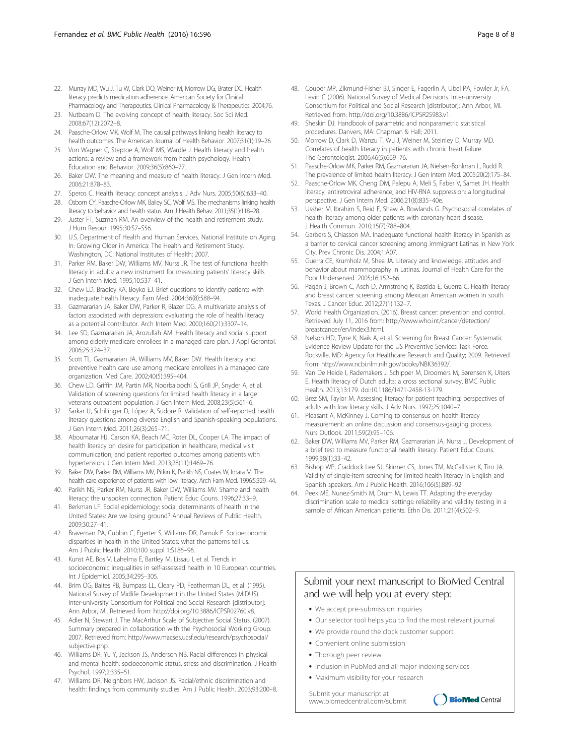22. Murray MD, Wu J, Tu W, Clark DO, Weiner M, Morrow DG, Brater DC. Health literacy predicts medication adherence. American Society for Clinical Pharmacology and Therapeutics. Clinical Pharmacology & Therapeutics. 2004;76.
23. Nutbeam D. The evolving concept of health literacy. Soc Sci Med. 2008;67(12):2072–8.
24. Paasche-Orlow MK, Wolf M. The causal pathways linking health literacy to health outcomes. The American Journal of Health Behavior. 2007;31(1):19–26.
25. Von Wagner C, Steptoe A, Wolf MS, Wardle J. Health literacy and health actions: a review and a framework from health psychology. Health Education and Behavior. 2009;36(5):860–77.
26. Baker DW. The meaning and measure of health literacy. J Gen Intern Med. 2006;21:878–83.
27. Speros C. Health literacy: concept analysis. J Adv Nurs. 2005;50(6):633–40.
28. Osborn CY, Paasche-Orlow MK, Bailey SC, Wolf MS. The mechanisms linking health literacy to behavior and health status. Am J Health Behav. 2011;35(1):118–28.
29. Juster FT, Suzman RM. An overview of the health and retirement study. J Hum Resour. 1995;30:S7–S56.
30. U.S. Department of Health and Human Services. National Institute on Aging. In: Growing Older in America: The Health and Retirement Study. Washington, DC: National Institutes of Health; 2007.
31. Parker RM, Baker DW, Williams MV, Nurss JR. The test of functional health literacy in adults: a new instrument for measuring patients' literacy skills. J Gen Intern Med. 1995;10:537–41.
32. Chew LD, Bradley KA, Boyko EJ. Brief questions to identify patients with inadequate health literacy. Fam Med. 2004;36(8):588–94.
33. Gazmararian JA, Baker DW, Parker R, Blazer DG. A multivariate analysis of factors associated with depression: evaluating the role of health literacy as a potential contributor. Arch Intern Med. 2000;160(21):3307–14.
34. Lee SD, Gazmararian JA, Arozullah AM. Health literacy and social support among elderly medicare enrollees in a managed care plan. J Appl Gerontol. 2006;25:324–37.
35. Scott TL, Gazmararian JA, Williams MV, Baker DW. Health literacy and preventive health care use among medicare enrollees in a managed care organization. Med Care. 2002;40(5):395–404.
36. Chew LD, Griffin JM, Partin MR, Noorbaloochi S, Grill JP, Snyder A, et al. Validation of screening questions for limited health literacy in a large veterans outpatient population. J Gen Intern Med. 2008;23(5):561–6.
37. Sarkar U, Schillinger D, López A, Sudore R. Validation of self-reported health literacy questions among diverse English and Spanish-speaking populations. J Gen Intern Med. 2011;26(3):265–71.
38. Aboumatar HJ, Carson KA, Beach MC, Roter DL, Cooper LA. The impact of health literacy on desire for participation in healthcare, medical visit communication, and patient reported outcomes among patients with hypertension. J Gen Intern Med. 2013;28(11):1469–76.
39. Baker DW, Parker RM, Williams MV, Pitkin K, Parikh NS, Coates W, Imara M. The health care experience of patients with low literacy. Arch Fam Med. 1996;5:329–44.
40. Parikh NS, Parker RM, Nurss JR, Baker DW, Williams MV. Shame and health literacy: the unspoken connection. Patient Educ Couns. 1996;27:33–9.
41. Berkman LF. Social epidemiology: social determinants of health in the United States: Are we losing ground? Annual Reviews of Public Health. 2009;30:27–41.
42. Braveman PA, Cubbin C, Egerter S, Williams DR, Pamuk E. Socioeconomic disparities in health in the United States: what the patterns tell us. Am J Public Health. 2010;100 suppl 1:S186–96.
43. Kunst AE, Bos V, Lahelma E, Bartley M, Lissau I, et al. Trends in socioeconomic inequalities in self-assessed health in 10 European countries. Int J Epidemiol. 2005;34:295–305.
44. Brim OG, Baltes PB, Bumpass LL, Cleary PD, Featherman DL, et al. (1995). National Survey of Midlife Development in the United States (MIDUS). Inter-university Consortium for Political and Social Research [distributor]: Ann Arbor, MI. Retrieved from: http://doi.org/10.3886/ICPSR02760.v8.
45. Adler N, Stewart J. The MacArthur Scale of Subjective Social Status. (2007). Summary prepared in collaboration with the Psychosocial Working Group. 2007. Retrieved from: http://www.macses.ucsf.edu/research/psychosocial/subjective.php.
46. Williams DR, Yu Y, Jackson JS, Anderson NB. Racial differences in physical and mental health: socioeconomic status, stress and discrimination. J Health Psychol. 1997;2:335–51.
47. Williams DR, Neighbors HW, Jackson JS. Racial/ethnic discrimination and health: findings from community studies. Am J Public Health. 2003;93:200–8.
48. Couper MP, Zikmund-Fisher BJ, Singer E, Fagerlin A, Ubel PA, Fowler Jr, FA, Levin C (2006). National Survey of Medical Decisions. Inter-university Consortium for Political and Social Research [distributor]: Ann Arbor, MI. Retrieved from: http://doi.org/10.3886/ICPSR25983.v1.
49. Sheskin DJ. Handbook of parametric and nonparametric statistical procedures. Danvers, MA: Chapman & Hall; 2011.
50. Morrow D, Clark D, Wanzu T, Wu J, Weiner M, Steinley D, Murray MD. Correlates of health literacy in patients with chronic heart failure. The Gerontologist. 2006;46(5):669–76.
51. Paasche-Orlow MK, Parker RM, Gazmararian JA, Nielsen-Bohlman L, Rudd R. The prevalence of limited health literacy. J Gen Intern Med. 2005;20(2):175–84.
52. Paasche-Orlow MK, Cheng DM, Palepu A, Meli S, Faber V, Samet JH. Health literacy, antiretroviral adherence, and HIV-RNA suppression: a longitudinal perspective. J Gen Intern Med. 2006;21(8):835–40e.
53. Ussher M, Ibrahim S, Reid F, Shaw A, Rowlands G. Psychosocial correlates of health literacy among older patients with coronary heart disease. J Health Commun. 2010;15(7):788–804.
54. Garbers S, Chiasson MA. Inadequate functional health literacy in Spanish as a barrier to cervical cancer screening among immigrant Latinas in New York City. Prev Chronic Dis. 2004;1:A07.
55. Guerra CE, Krumholz M, Shea JA. Literacy and knowledge, attitudes and behavior about mammography in Latinas. Journal of Health Care for the Poor Underserved. 2005;16:152–66.
56. Pagán J, Brown C, Asch D, Armstrong K, Bastida E, Guerra C. Health literacy and breast cancer screening among Mexican American women in south Texas. J Cancer Educ. 2012;27(1):132–7.
57. World Health Organization. (2016). Breast cancer: prevention and control. Retrieved July 11, 2016 from: http://www.who.int/cancer/detection/breastcancer/en/index3.html.
58. Nelson HD, Tyne K, Naik A, et al. Screening for Breast Cancer: Systematic Evidence Review Update for the US Preventive Services Task Force. Rockville, MD: Agency for Healthcare Research and Quality; 2009. Retrieved from: http://www.ncbi.nlm.nih.gov/books/NBK36392/.
59. Van De Heide I, Rademakers J, Schipper M, Droomers M, Sørensen K, Uiters E. Health literacy of Dutch adults: a cross sectional survey. BMC Public Health. 2013;13:179. doi:10.1186/1471-2458-13-179.
60. Brez SM, Taylor M. Assessing literacy for patient teaching: perspectives of adults with low literacy skills. J Adv Nurs. 1997;25:1040–7.
61. Pleasant A, McKinney J. Coming to consensus on health literacy measurement: an online discussion and consensus-gauging process. Nurs Outlook. 2011;59(2):95–106.
62. Baker DW, Williams MV, Parker RM, Gazmararian JA, Nurss J. Development of a brief test to measure functional health literacy. Patient Educ Couns. 1999;38(1):33–42.
63. Bishop WP, Craddock Lee SJ, Skinner CS, Jones TM, McCallister K, Tiro JA. Validity of single-item screening for limited health literacy in English and Spanish speakers. Am J Public Health. 2016;106(5):889–92.
64. Peek ME, Nunez-Smith M, Drum M, Lewis TT. Adapting the everyday discrimination scale to medical settings: reliability and validity testing in a sample of African American patients. Ethn Dis. 2011;21(4):502–9.

Submit your next manuscript to BioMed Central and we will help you at every step:

- We accept pre-submission inquiries
- Our selector tool helps you to find the most relevant journal
- We provide round the clock customer support
- Convenient online submission
- Thorough peer review
- Inclusion in PubMed and all major indexing services
- Maximum visibility for your research

Submit your manuscript at www.biomedcentral.com/submit

BioMed Central